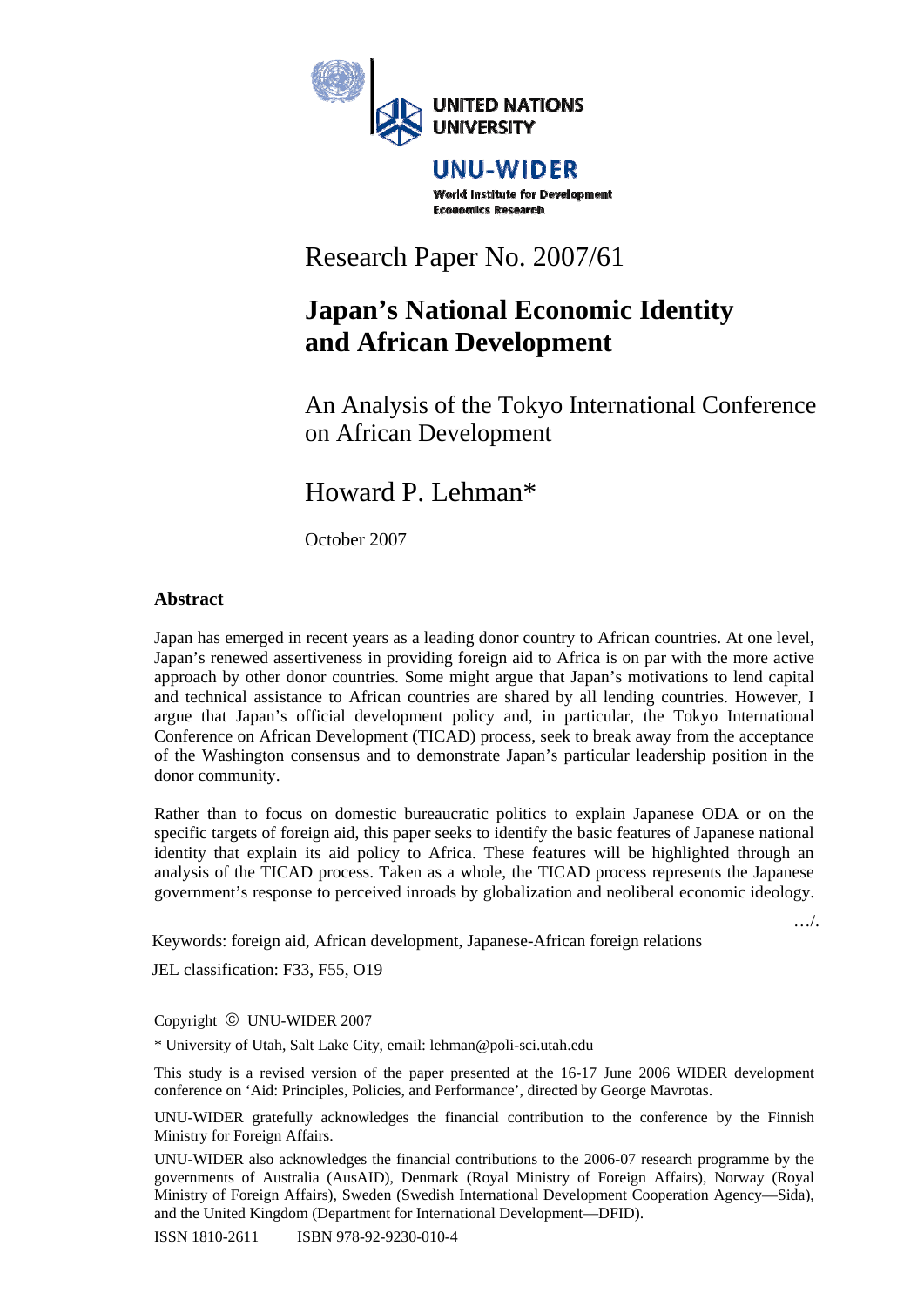UNITED NATIONS UNIVERSITY

UNU-WIDER

World Institute for Development Economics Research

Research Paper No. 2007/61

# Japan's National Economic Identity and African Development

## An Analysis of the Tokyo International Conference on African Development

Howard P. Lehman*

October 2007

### Abstract

Japan has emerged in recent years as a leading donor country to African countries. At one level, Japan's renewed assertiveness in providing foreign aid to Africa is on par with the more active approach by other donor countries. Some might argue that Japan's motivations to lend capital and technical assistance to African countries are shared by all lending countries. However, I argue that Japan's official development policy and, in particular, the Tokyo International Conference on African Development (TICAD) process, seek to break away from the acceptance of the Washington consensus and to demonstrate Japan's particular leadership position in the donor community.

Rather than to focus on domestic bureaucratic politics to explain Japanese ODA or on the specific targets of foreign aid, this paper seeks to identify the basic features of Japanese national identity that explain its aid policy to Africa. These features will be highlighted through an analysis of the TICAD process. Taken as a whole, the TICAD process represents the Japanese government's response to perceived inroads by globalization and neoliberal economic ideology.

…/.

Keywords: foreign aid, African development, Japanese-African foreign relations

JEL classification: F33, F55, O19

Copyright © UNU-WIDER 2007

* University of Utah, Salt Lake City, email: lehman@poli-sci.utah.edu

This study is a revised version of the paper presented at the 16-17 June 2006 WIDER development conference on 'Aid: Principles, Policies, and Performance', directed by George Mavrotas.

UNU-WIDER gratefully acknowledges the financial contribution to the conference by the Finnish Ministry for Foreign Affairs.

UNU-WIDER also acknowledges the financial contributions to the 2006-07 research programme by the governments of Australia (AusAID), Denmark (Royal Ministry of Foreign Affairs), Norway (Royal Ministry of Foreign Affairs), Sweden (Swedish International Development Cooperation Agency—Sida), and the United Kingdom (Department for International Development—DFID).

ISSN 1810-2611 ISBN 978-92-9230-010-4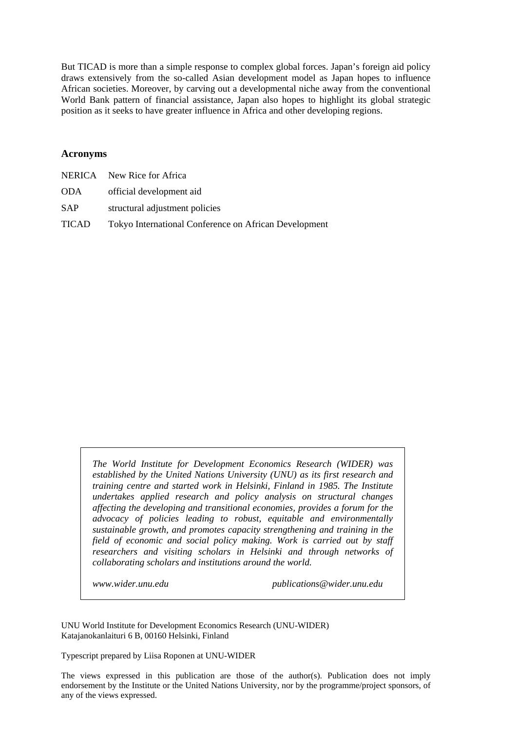But TICAD is more than a simple response to complex global forces. Japan's foreign aid policy draws extensively from the so-called Asian development model as Japan hopes to influence African societies. Moreover, by carving out a developmental niche away from the conventional World Bank pattern of financial assistance, Japan also hopes to highlight its global strategic position as it seeks to have greater influence in Africa and other developing regions.

### Acronyms

| | |
|---|---|
| NERICA | New Rice for Africa |
| ODA | official development aid |
| SAP | structural adjustment policies |
| TICAD | Tokyo International Conference on African Development |

*The World Institute for Development Economics Research (WIDER) was established by the United Nations University (UNU) as its first research and training centre and started work in Helsinki, Finland in 1985. The Institute undertakes applied research and policy analysis on structural changes affecting the developing and transitional economies, provides a forum for the advocacy of policies leading to robust, equitable and environmentally sustainable growth, and promotes capacity strengthening and training in the field of economic and social policy making. Work is carried out by staff researchers and visiting scholars in Helsinki and through networks of collaborating scholars and institutions around the world.*

*www.wider.unu.edu* *publications@wider.unu.edu*

UNU World Institute for Development Economics Research (UNU-WIDER)
Katajanokanlaituri 6 B, 00160 Helsinki, Finland

Typescript prepared by Liisa Roponen at UNU-WIDER

The views expressed in this publication are those of the author(s). Publication does not imply endorsement by the Institute or the United Nations University, nor by the programme/project sponsors, of any of the views expressed.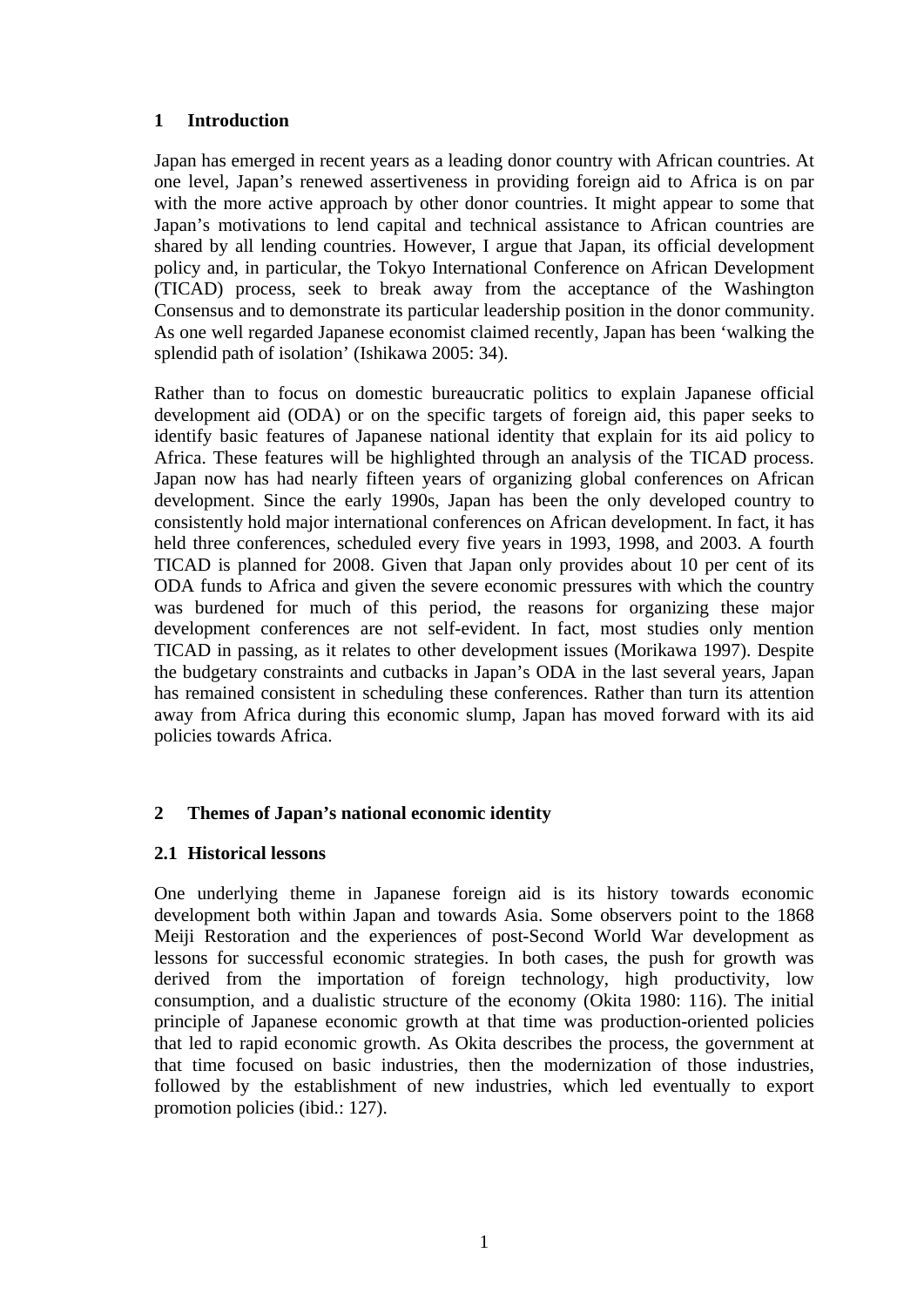## 1 Introduction

Japan has emerged in recent years as a leading donor country with African countries. At one level, Japan's renewed assertiveness in providing foreign aid to Africa is on par with the more active approach by other donor countries. It might appear to some that Japan's motivations to lend capital and technical assistance to African countries are shared by all lending countries. However, I argue that Japan, its official development policy and, in particular, the Tokyo International Conference on African Development (TICAD) process, seek to break away from the acceptance of the Washington Consensus and to demonstrate its particular leadership position in the donor community. As one well regarded Japanese economist claimed recently, Japan has been 'walking the splendid path of isolation' (Ishikawa 2005: 34).

Rather than to focus on domestic bureaucratic politics to explain Japanese official development aid (ODA) or on the specific targets of foreign aid, this paper seeks to identify basic features of Japanese national identity that explain for its aid policy to Africa. These features will be highlighted through an analysis of the TICAD process. Japan now has had nearly fifteen years of organizing global conferences on African development. Since the early 1990s, Japan has been the only developed country to consistently hold major international conferences on African development. In fact, it has held three conferences, scheduled every five years in 1993, 1998, and 2003. A fourth TICAD is planned for 2008. Given that Japan only provides about 10 per cent of its ODA funds to Africa and given the severe economic pressures with which the country was burdened for much of this period, the reasons for organizing these major development conferences are not self-evident. In fact, most studies only mention TICAD in passing, as it relates to other development issues (Morikawa 1997). Despite the budgetary constraints and cutbacks in Japan's ODA in the last several years, Japan has remained consistent in scheduling these conferences. Rather than turn its attention away from Africa during this economic slump, Japan has moved forward with its aid policies towards Africa.

## 2 Themes of Japan's national economic identity

### 2.1 Historical lessons

One underlying theme in Japanese foreign aid is its history towards economic development both within Japan and towards Asia. Some observers point to the 1868 Meiji Restoration and the experiences of post-Second World War development as lessons for successful economic strategies. In both cases, the push for growth was derived from the importation of foreign technology, high productivity, low consumption, and a dualistic structure of the economy (Okita 1980: 116). The initial principle of Japanese economic growth at that time was production-oriented policies that led to rapid economic growth. As Okita describes the process, the government at that time focused on basic industries, then the modernization of those industries, followed by the establishment of new industries, which led eventually to export promotion policies (ibid.: 127).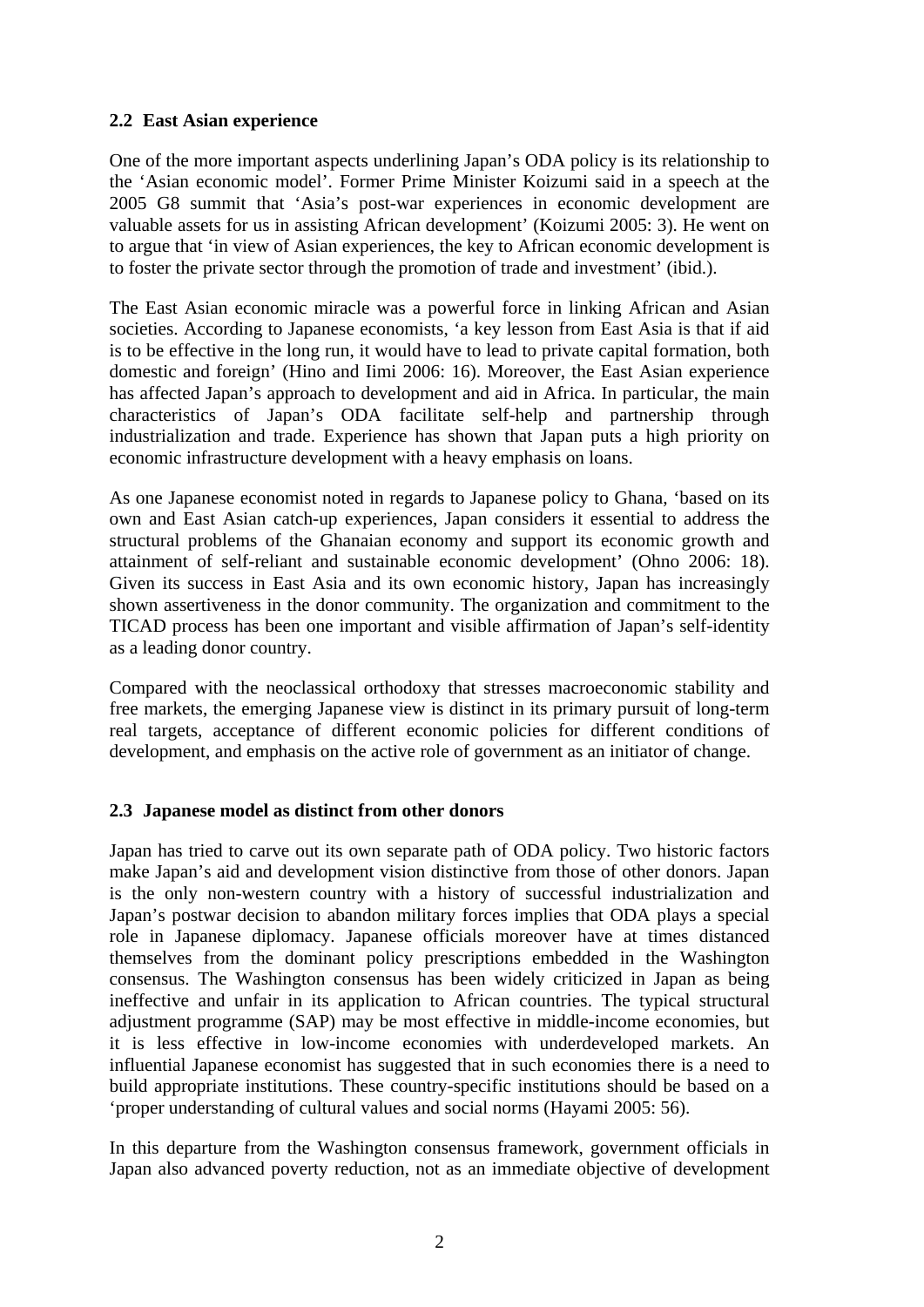### 2.2 East Asian experience

One of the more important aspects underlining Japan's ODA policy is its relationship to the 'Asian economic model'. Former Prime Minister Koizumi said in a speech at the 2005 G8 summit that 'Asia's post-war experiences in economic development are valuable assets for us in assisting African development' (Koizumi 2005: 3). He went on to argue that 'in view of Asian experiences, the key to African economic development is to foster the private sector through the promotion of trade and investment' (ibid.).

The East Asian economic miracle was a powerful force in linking African and Asian societies. According to Japanese economists, 'a key lesson from East Asia is that if aid is to be effective in the long run, it would have to lead to private capital formation, both domestic and foreign' (Hino and Iimi 2006: 16). Moreover, the East Asian experience has affected Japan's approach to development and aid in Africa. In particular, the main characteristics of Japan's ODA facilitate self-help and partnership through industrialization and trade. Experience has shown that Japan puts a high priority on economic infrastructure development with a heavy emphasis on loans.

As one Japanese economist noted in regards to Japanese policy to Ghana, 'based on its own and East Asian catch-up experiences, Japan considers it essential to address the structural problems of the Ghanaian economy and support its economic growth and attainment of self-reliant and sustainable economic development' (Ohno 2006: 18). Given its success in East Asia and its own economic history, Japan has increasingly shown assertiveness in the donor community. The organization and commitment to the TICAD process has been one important and visible affirmation of Japan's self-identity as a leading donor country.

Compared with the neoclassical orthodoxy that stresses macroeconomic stability and free markets, the emerging Japanese view is distinct in its primary pursuit of long-term real targets, acceptance of different economic policies for different conditions of development, and emphasis on the active role of government as an initiator of change.

### 2.3 Japanese model as distinct from other donors

Japan has tried to carve out its own separate path of ODA policy. Two historic factors make Japan's aid and development vision distinctive from those of other donors. Japan is the only non-western country with a history of successful industrialization and Japan's postwar decision to abandon military forces implies that ODA plays a special role in Japanese diplomacy. Japanese officials moreover have at times distanced themselves from the dominant policy prescriptions embedded in the Washington consensus. The Washington consensus has been widely criticized in Japan as being ineffective and unfair in its application to African countries. The typical structural adjustment programme (SAP) may be most effective in middle-income economies, but it is less effective in low-income economies with underdeveloped markets. An influential Japanese economist has suggested that in such economies there is a need to build appropriate institutions. These country-specific institutions should be based on a 'proper understanding of cultural values and social norms (Hayami 2005: 56).

In this departure from the Washington consensus framework, government officials in Japan also advanced poverty reduction, not as an immediate objective of development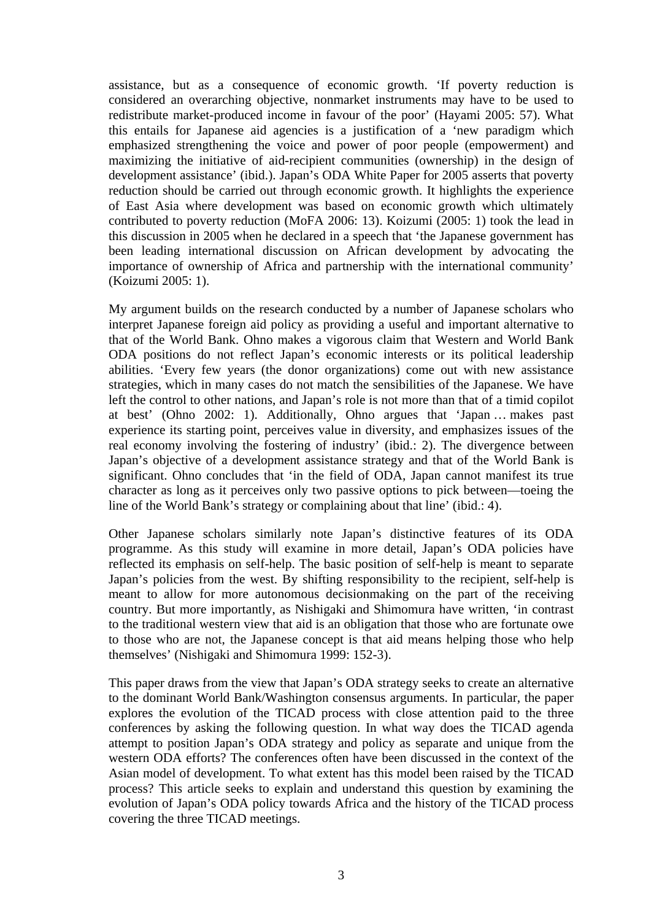assistance, but as a consequence of economic growth. 'If poverty reduction is considered an overarching objective, nonmarket instruments may have to be used to redistribute market-produced income in favour of the poor' (Hayami 2005: 57). What this entails for Japanese aid agencies is a justification of a 'new paradigm which emphasized strengthening the voice and power of poor people (empowerment) and maximizing the initiative of aid-recipient communities (ownership) in the design of development assistance' (ibid.). Japan's ODA White Paper for 2005 asserts that poverty reduction should be carried out through economic growth. It highlights the experience of East Asia where development was based on economic growth which ultimately contributed to poverty reduction (MoFA 2006: 13). Koizumi (2005: 1) took the lead in this discussion in 2005 when he declared in a speech that 'the Japanese government has been leading international discussion on African development by advocating the importance of ownership of Africa and partnership with the international community' (Koizumi 2005: 1).

My argument builds on the research conducted by a number of Japanese scholars who interpret Japanese foreign aid policy as providing a useful and important alternative to that of the World Bank. Ohno makes a vigorous claim that Western and World Bank ODA positions do not reflect Japan's economic interests or its political leadership abilities. 'Every few years (the donor organizations) come out with new assistance strategies, which in many cases do not match the sensibilities of the Japanese. We have left the control to other nations, and Japan's role is not more than that of a timid copilot at best' (Ohno 2002: 1). Additionally, Ohno argues that 'Japan … makes past experience its starting point, perceives value in diversity, and emphasizes issues of the real economy involving the fostering of industry' (ibid.: 2). The divergence between Japan's objective of a development assistance strategy and that of the World Bank is significant. Ohno concludes that 'in the field of ODA, Japan cannot manifest its true character as long as it perceives only two passive options to pick between—toeing the line of the World Bank's strategy or complaining about that line' (ibid.: 4).

Other Japanese scholars similarly note Japan's distinctive features of its ODA programme. As this study will examine in more detail, Japan's ODA policies have reflected its emphasis on self-help. The basic position of self-help is meant to separate Japan's policies from the west. By shifting responsibility to the recipient, self-help is meant to allow for more autonomous decisionmaking on the part of the receiving country. But more importantly, as Nishigaki and Shimomura have written, 'in contrast to the traditional western view that aid is an obligation that those who are fortunate owe to those who are not, the Japanese concept is that aid means helping those who help themselves' (Nishigaki and Shimomura 1999: 152-3).

This paper draws from the view that Japan's ODA strategy seeks to create an alternative to the dominant World Bank/Washington consensus arguments. In particular, the paper explores the evolution of the TICAD process with close attention paid to the three conferences by asking the following question. In what way does the TICAD agenda attempt to position Japan's ODA strategy and policy as separate and unique from the western ODA efforts? The conferences often have been discussed in the context of the Asian model of development. To what extent has this model been raised by the TICAD process? This article seeks to explain and understand this question by examining the evolution of Japan's ODA policy towards Africa and the history of the TICAD process covering the three TICAD meetings.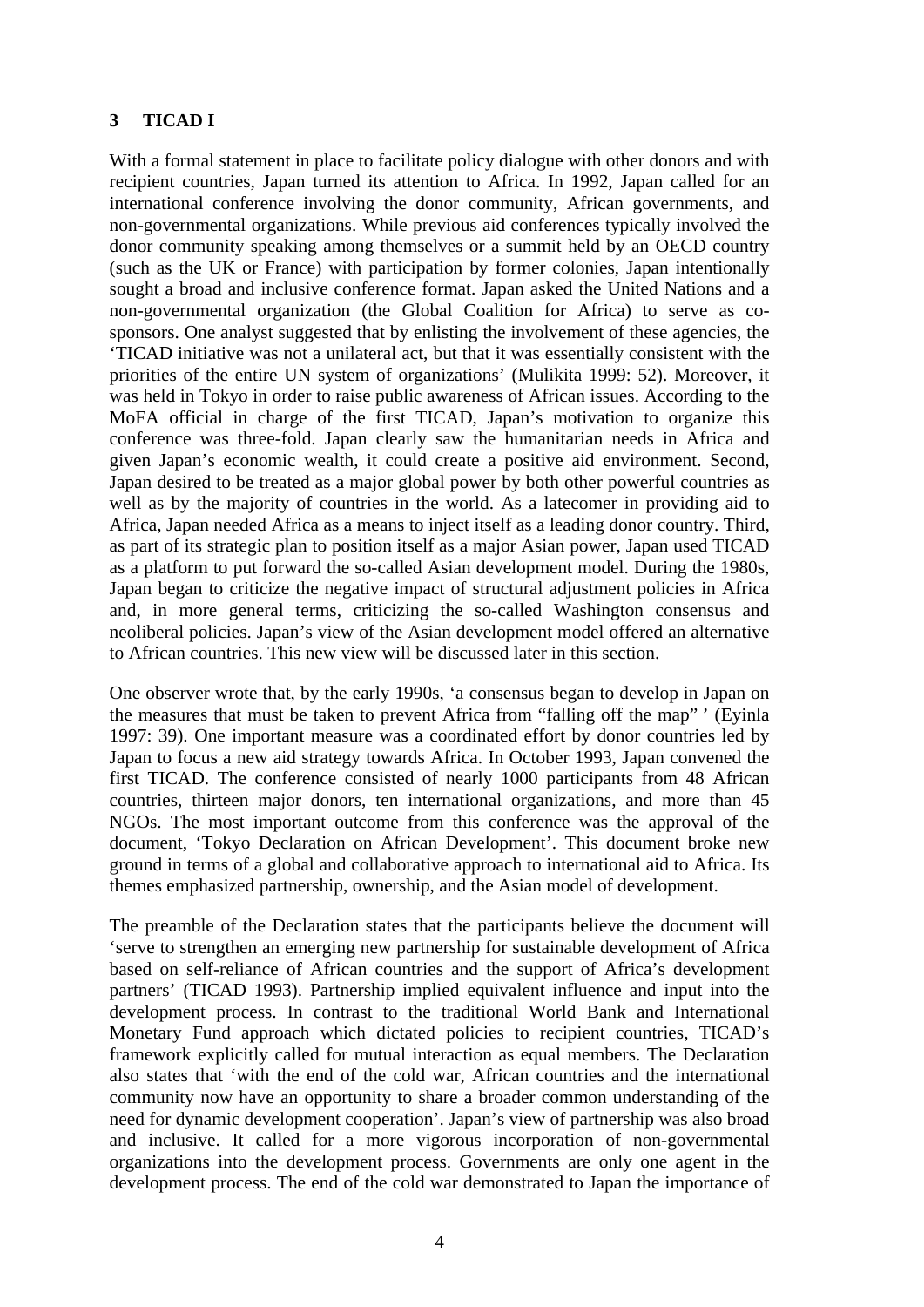## 3 TICAD I

With a formal statement in place to facilitate policy dialogue with other donors and with recipient countries, Japan turned its attention to Africa. In 1992, Japan called for an international conference involving the donor community, African governments, and non-governmental organizations. While previous aid conferences typically involved the donor community speaking among themselves or a summit held by an OECD country (such as the UK or France) with participation by former colonies, Japan intentionally sought a broad and inclusive conference format. Japan asked the United Nations and a non-governmental organization (the Global Coalition for Africa) to serve as co-sponsors. One analyst suggested that by enlisting the involvement of these agencies, the 'TICAD initiative was not a unilateral act, but that it was essentially consistent with the priorities of the entire UN system of organizations' (Mulikita 1999: 52). Moreover, it was held in Tokyo in order to raise public awareness of African issues. According to the MoFA official in charge of the first TICAD, Japan's motivation to organize this conference was three-fold. Japan clearly saw the humanitarian needs in Africa and given Japan's economic wealth, it could create a positive aid environment. Second, Japan desired to be treated as a major global power by both other powerful countries as well as by the majority of countries in the world. As a latecomer in providing aid to Africa, Japan needed Africa as a means to inject itself as a leading donor country. Third, as part of its strategic plan to position itself as a major Asian power, Japan used TICAD as a platform to put forward the so-called Asian development model. During the 1980s, Japan began to criticize the negative impact of structural adjustment policies in Africa and, in more general terms, criticizing the so-called Washington consensus and neoliberal policies. Japan's view of the Asian development model offered an alternative to African countries. This new view will be discussed later in this section.

One observer wrote that, by the early 1990s, 'a consensus began to develop in Japan on the measures that must be taken to prevent Africa from "falling off the map" ' (Eyinla 1997: 39). One important measure was a coordinated effort by donor countries led by Japan to focus a new aid strategy towards Africa. In October 1993, Japan convened the first TICAD. The conference consisted of nearly 1000 participants from 48 African countries, thirteen major donors, ten international organizations, and more than 45 NGOs. The most important outcome from this conference was the approval of the document, 'Tokyo Declaration on African Development'. This document broke new ground in terms of a global and collaborative approach to international aid to Africa. Its themes emphasized partnership, ownership, and the Asian model of development.

The preamble of the Declaration states that the participants believe the document will 'serve to strengthen an emerging new partnership for sustainable development of Africa based on self-reliance of African countries and the support of Africa's development partners' (TICAD 1993). Partnership implied equivalent influence and input into the development process. In contrast to the traditional World Bank and International Monetary Fund approach which dictated policies to recipient countries, TICAD's framework explicitly called for mutual interaction as equal members. The Declaration also states that 'with the end of the cold war, African countries and the international community now have an opportunity to share a broader common understanding of the need for dynamic development cooperation'. Japan's view of partnership was also broad and inclusive. It called for a more vigorous incorporation of non-governmental organizations into the development process. Governments are only one agent in the development process. The end of the cold war demonstrated to Japan the importance of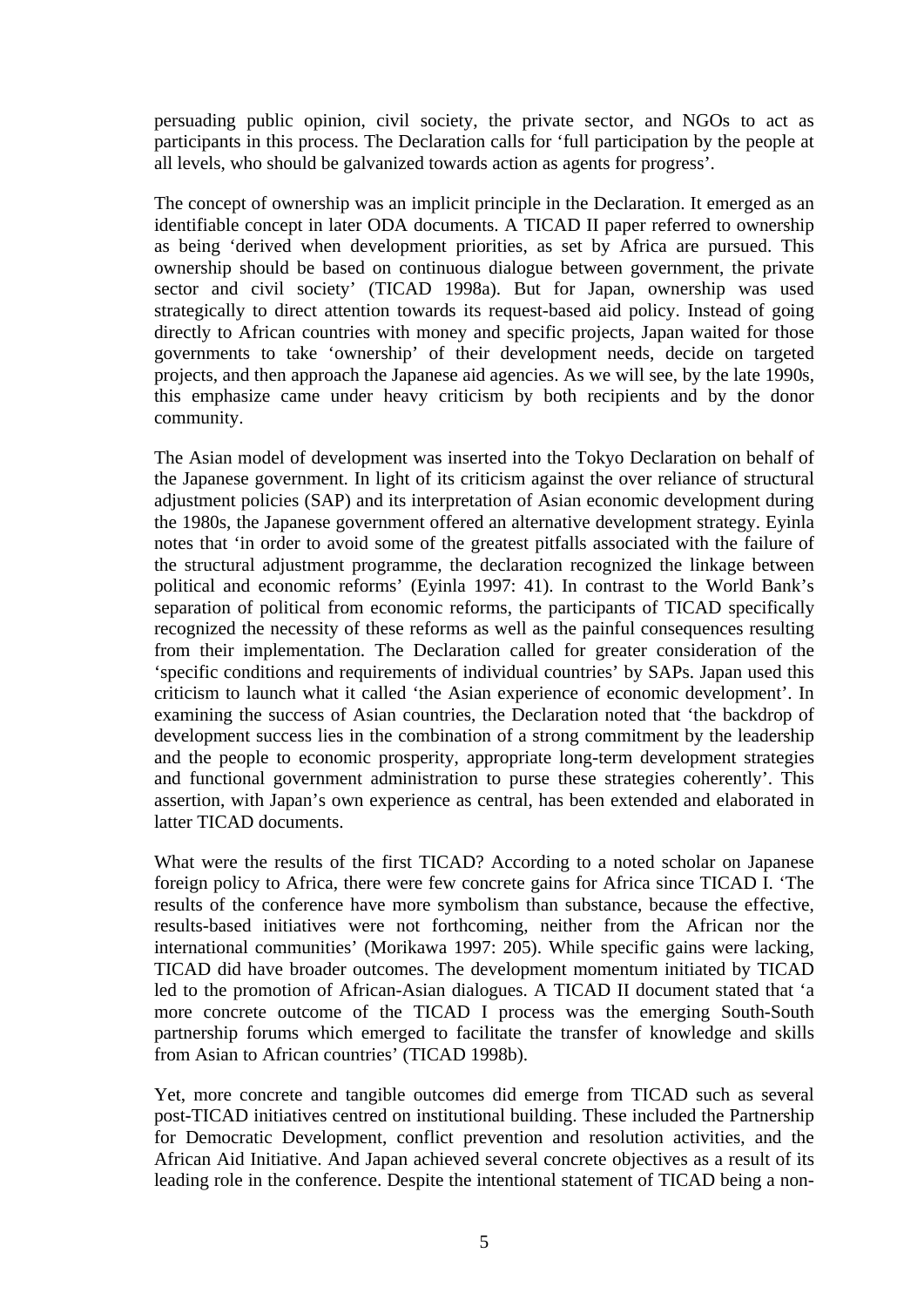persuading public opinion, civil society, the private sector, and NGOs to act as participants in this process. The Declaration calls for 'full participation by the people at all levels, who should be galvanized towards action as agents for progress'.

The concept of ownership was an implicit principle in the Declaration. It emerged as an identifiable concept in later ODA documents. A TICAD II paper referred to ownership as being 'derived when development priorities, as set by Africa are pursued. This ownership should be based on continuous dialogue between government, the private sector and civil society' (TICAD 1998a). But for Japan, ownership was used strategically to direct attention towards its request-based aid policy. Instead of going directly to African countries with money and specific projects, Japan waited for those governments to take 'ownership' of their development needs, decide on targeted projects, and then approach the Japanese aid agencies. As we will see, by the late 1990s, this emphasize came under heavy criticism by both recipients and by the donor community.

The Asian model of development was inserted into the Tokyo Declaration on behalf of the Japanese government. In light of its criticism against the over reliance of structural adjustment policies (SAP) and its interpretation of Asian economic development during the 1980s, the Japanese government offered an alternative development strategy. Eyinla notes that 'in order to avoid some of the greatest pitfalls associated with the failure of the structural adjustment programme, the declaration recognized the linkage between political and economic reforms' (Eyinla 1997: 41). In contrast to the World Bank's separation of political from economic reforms, the participants of TICAD specifically recognized the necessity of these reforms as well as the painful consequences resulting from their implementation. The Declaration called for greater consideration of the 'specific conditions and requirements of individual countries' by SAPs. Japan used this criticism to launch what it called 'the Asian experience of economic development'. In examining the success of Asian countries, the Declaration noted that 'the backdrop of development success lies in the combination of a strong commitment by the leadership and the people to economic prosperity, appropriate long-term development strategies and functional government administration to purse these strategies coherently'. This assertion, with Japan's own experience as central, has been extended and elaborated in latter TICAD documents.

What were the results of the first TICAD? According to a noted scholar on Japanese foreign policy to Africa, there were few concrete gains for Africa since TICAD I. 'The results of the conference have more symbolism than substance, because the effective, results-based initiatives were not forthcoming, neither from the African nor the international communities' (Morikawa 1997: 205). While specific gains were lacking, TICAD did have broader outcomes. The development momentum initiated by TICAD led to the promotion of African-Asian dialogues. A TICAD II document stated that 'a more concrete outcome of the TICAD I process was the emerging South-South partnership forums which emerged to facilitate the transfer of knowledge and skills from Asian to African countries' (TICAD 1998b).

Yet, more concrete and tangible outcomes did emerge from TICAD such as several post-TICAD initiatives centred on institutional building. These included the Partnership for Democratic Development, conflict prevention and resolution activities, and the African Aid Initiative. And Japan achieved several concrete objectives as a result of its leading role in the conference. Despite the intentional statement of TICAD being a non-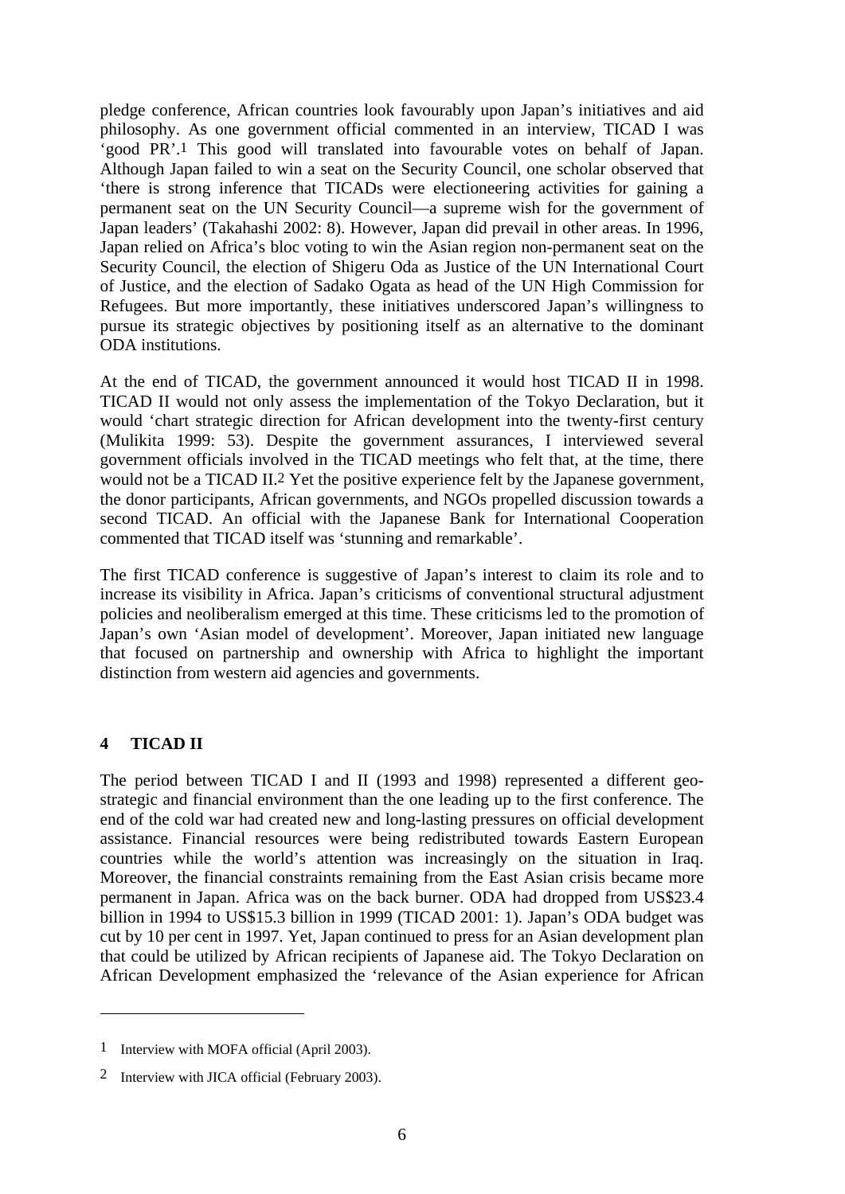pledge conference, African countries look favourably upon Japan's initiatives and aid philosophy. As one government official commented in an interview, TICAD I was 'good PR'.[1] This good will translated into favourable votes on behalf of Japan. Although Japan failed to win a seat on the Security Council, one scholar observed that 'there is strong inference that TICADs were electioneering activities for gaining a permanent seat on the UN Security Council—a supreme wish for the government of Japan leaders' (Takahashi 2002: 8). However, Japan did prevail in other areas. In 1996, Japan relied on Africa's bloc voting to win the Asian region non-permanent seat on the Security Council, the election of Shigeru Oda as Justice of the UN International Court of Justice, and the election of Sadako Ogata as head of the UN High Commission for Refugees. But more importantly, these initiatives underscored Japan's willingness to pursue its strategic objectives by positioning itself as an alternative to the dominant ODA institutions.

At the end of TICAD, the government announced it would host TICAD II in 1998. TICAD II would not only assess the implementation of the Tokyo Declaration, but it would 'chart strategic direction for African development into the twenty-first century (Mulikita 1999: 53). Despite the government assurances, I interviewed several government officials involved in the TICAD meetings who felt that, at the time, there would not be a TICAD II.[2] Yet the positive experience felt by the Japanese government, the donor participants, African governments, and NGOs propelled discussion towards a second TICAD. An official with the Japanese Bank for International Cooperation commented that TICAD itself was 'stunning and remarkable'.

The first TICAD conference is suggestive of Japan's interest to claim its role and to increase its visibility in Africa. Japan's criticisms of conventional structural adjustment policies and neoliberalism emerged at this time. These criticisms led to the promotion of Japan's own 'Asian model of development'. Moreover, Japan initiated new language that focused on partnership and ownership with Africa to highlight the important distinction from western aid agencies and governments.

## 4 TICAD II

The period between TICAD I and II (1993 and 1998) represented a different geo-strategic and financial environment than the one leading up to the first conference. The end of the cold war had created new and long-lasting pressures on official development assistance. Financial resources were being redistributed towards Eastern European countries while the world's attention was increasingly on the situation in Iraq. Moreover, the financial constraints remaining from the East Asian crisis became more permanent in Japan. Africa was on the back burner. ODA had dropped from US$23.4 billion in 1994 to US$15.3 billion in 1999 (TICAD 2001: 1). Japan's ODA budget was cut by 10 per cent in 1997. Yet, Japan continued to press for an Asian development plan that could be utilized by African recipients of Japanese aid. The Tokyo Declaration on African Development emphasized the 'relevance of the Asian experience for African

---

[1] Interview with MOFA official (April 2003).

[2] Interview with JICA official (February 2003).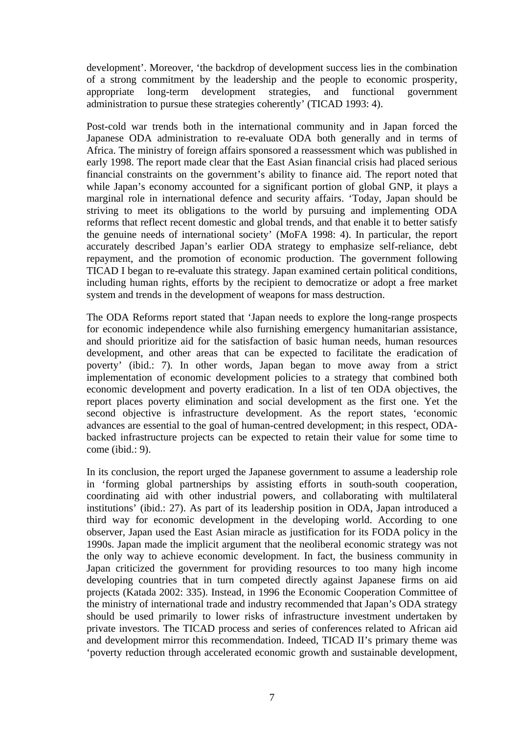development'. Moreover, 'the backdrop of development success lies in the combination of a strong commitment by the leadership and the people to economic prosperity, appropriate long-term development strategies, and functional government administration to pursue these strategies coherently' (TICAD 1993: 4).

Post-cold war trends both in the international community and in Japan forced the Japanese ODA administration to re-evaluate ODA both generally and in terms of Africa. The ministry of foreign affairs sponsored a reassessment which was published in early 1998. The report made clear that the East Asian financial crisis had placed serious financial constraints on the government's ability to finance aid. The report noted that while Japan's economy accounted for a significant portion of global GNP, it plays a marginal role in international defence and security affairs. 'Today, Japan should be striving to meet its obligations to the world by pursuing and implementing ODA reforms that reflect recent domestic and global trends, and that enable it to better satisfy the genuine needs of international society' (MoFA 1998: 4). In particular, the report accurately described Japan's earlier ODA strategy to emphasize self-reliance, debt repayment, and the promotion of economic production. The government following TICAD I began to re-evaluate this strategy. Japan examined certain political conditions, including human rights, efforts by the recipient to democratize or adopt a free market system and trends in the development of weapons for mass destruction.

The ODA Reforms report stated that 'Japan needs to explore the long-range prospects for economic independence while also furnishing emergency humanitarian assistance, and should prioritize aid for the satisfaction of basic human needs, human resources development, and other areas that can be expected to facilitate the eradication of poverty' (ibid.: 7). In other words, Japan began to move away from a strict implementation of economic development policies to a strategy that combined both economic development and poverty eradication. In a list of ten ODA objectives, the report places poverty elimination and social development as the first one. Yet the second objective is infrastructure development. As the report states, 'economic advances are essential to the goal of human-centred development; in this respect, ODA-backed infrastructure projects can be expected to retain their value for some time to come (ibid.: 9).

In its conclusion, the report urged the Japanese government to assume a leadership role in 'forming global partnerships by assisting efforts in south-south cooperation, coordinating aid with other industrial powers, and collaborating with multilateral institutions' (ibid.: 27). As part of its leadership position in ODA, Japan introduced a third way for economic development in the developing world. According to one observer, Japan used the East Asian miracle as justification for its FODA policy in the 1990s. Japan made the implicit argument that the neoliberal economic strategy was not the only way to achieve economic development. In fact, the business community in Japan criticized the government for providing resources to too many high income developing countries that in turn competed directly against Japanese firms on aid projects (Katada 2002: 335). Instead, in 1996 the Economic Cooperation Committee of the ministry of international trade and industry recommended that Japan's ODA strategy should be used primarily to lower risks of infrastructure investment undertaken by private investors. The TICAD process and series of conferences related to African aid and development mirror this recommendation. Indeed, TICAD II's primary theme was 'poverty reduction through accelerated economic growth and sustainable development,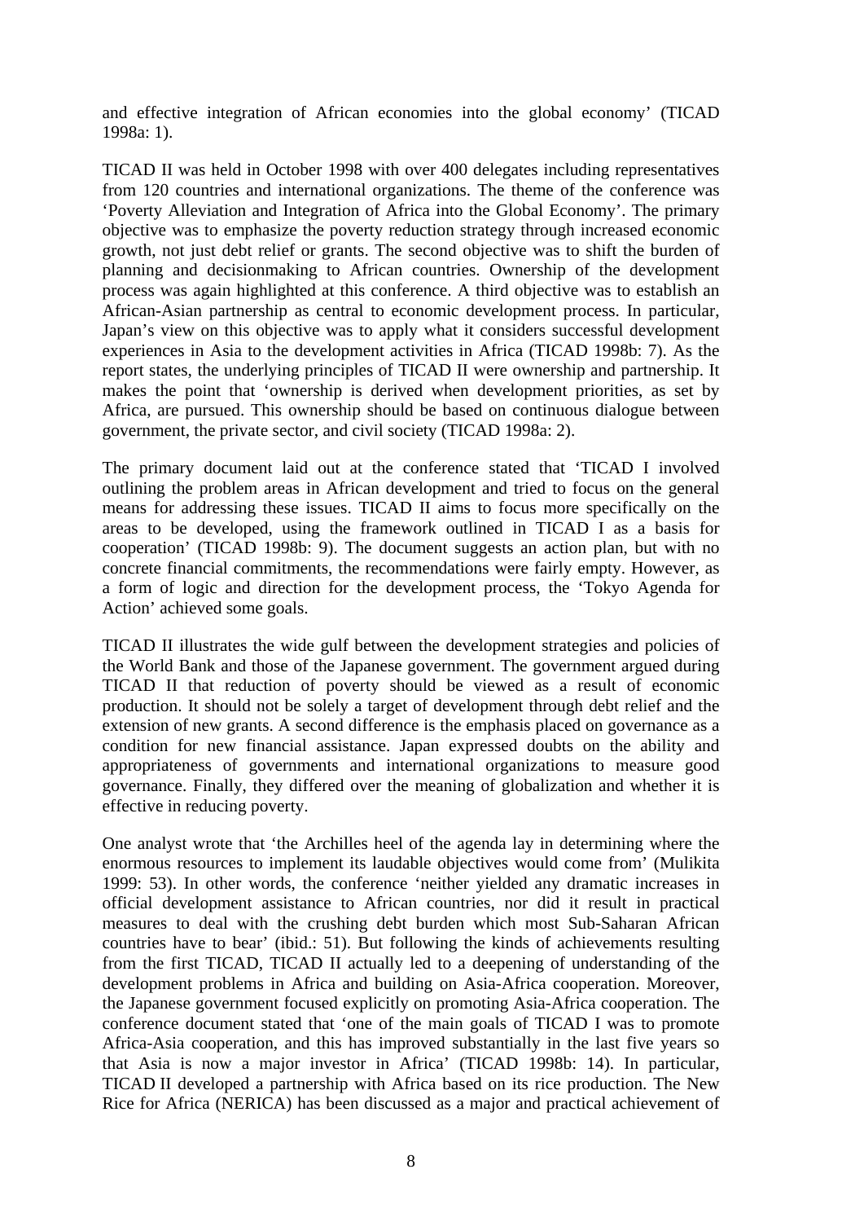and effective integration of African economies into the global economy' (TICAD 1998a: 1).

TICAD II was held in October 1998 with over 400 delegates including representatives from 120 countries and international organizations. The theme of the conference was 'Poverty Alleviation and Integration of Africa into the Global Economy'. The primary objective was to emphasize the poverty reduction strategy through increased economic growth, not just debt relief or grants. The second objective was to shift the burden of planning and decisionmaking to African countries. Ownership of the development process was again highlighted at this conference. A third objective was to establish an African-Asian partnership as central to economic development process. In particular, Japan's view on this objective was to apply what it considers successful development experiences in Asia to the development activities in Africa (TICAD 1998b: 7). As the report states, the underlying principles of TICAD II were ownership and partnership. It makes the point that 'ownership is derived when development priorities, as set by Africa, are pursued. This ownership should be based on continuous dialogue between government, the private sector, and civil society (TICAD 1998a: 2).

The primary document laid out at the conference stated that 'TICAD I involved outlining the problem areas in African development and tried to focus on the general means for addressing these issues. TICAD II aims to focus more specifically on the areas to be developed, using the framework outlined in TICAD I as a basis for cooperation' (TICAD 1998b: 9). The document suggests an action plan, but with no concrete financial commitments, the recommendations were fairly empty. However, as a form of logic and direction for the development process, the 'Tokyo Agenda for Action' achieved some goals.

TICAD II illustrates the wide gulf between the development strategies and policies of the World Bank and those of the Japanese government. The government argued during TICAD II that reduction of poverty should be viewed as a result of economic production. It should not be solely a target of development through debt relief and the extension of new grants. A second difference is the emphasis placed on governance as a condition for new financial assistance. Japan expressed doubts on the ability and appropriateness of governments and international organizations to measure good governance. Finally, they differed over the meaning of globalization and whether it is effective in reducing poverty.

One analyst wrote that 'the Archilles heel of the agenda lay in determining where the enormous resources to implement its laudable objectives would come from' (Mulikita 1999: 53). In other words, the conference 'neither yielded any dramatic increases in official development assistance to African countries, nor did it result in practical measures to deal with the crushing debt burden which most Sub-Saharan African countries have to bear' (ibid.: 51). But following the kinds of achievements resulting from the first TICAD, TICAD II actually led to a deepening of understanding of the development problems in Africa and building on Asia-Africa cooperation. Moreover, the Japanese government focused explicitly on promoting Asia-Africa cooperation. The conference document stated that 'one of the main goals of TICAD I was to promote Africa-Asia cooperation, and this has improved substantially in the last five years so that Asia is now a major investor in Africa' (TICAD 1998b: 14). In particular, TICAD II developed a partnership with Africa based on its rice production. The New Rice for Africa (NERICA) has been discussed as a major and practical achievement of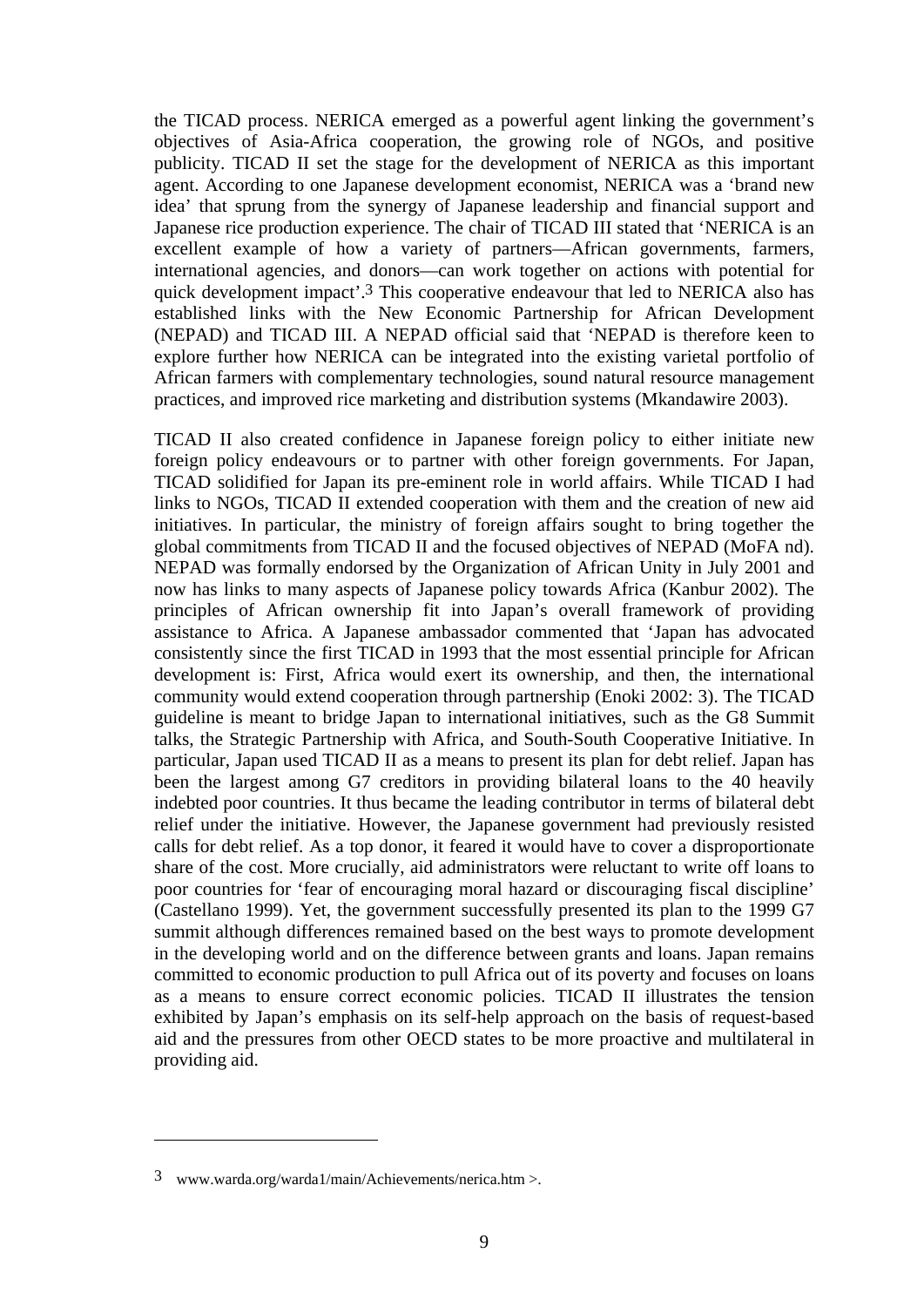the TICAD process. NERICA emerged as a powerful agent linking the government's objectives of Asia-Africa cooperation, the growing role of NGOs, and positive publicity. TICAD II set the stage for the development of NERICA as this important agent. According to one Japanese development economist, NERICA was a 'brand new idea' that sprung from the synergy of Japanese leadership and financial support and Japanese rice production experience. The chair of TICAD III stated that 'NERICA is an excellent example of how a variety of partners—African governments, farmers, international agencies, and donors—can work together on actions with potential for quick development impact'.[3] This cooperative endeavour that led to NERICA also has established links with the New Economic Partnership for African Development (NEPAD) and TICAD III. A NEPAD official said that 'NEPAD is therefore keen to explore further how NERICA can be integrated into the existing varietal portfolio of African farmers with complementary technologies, sound natural resource management practices, and improved rice marketing and distribution systems (Mkandawire 2003).

TICAD II also created confidence in Japanese foreign policy to either initiate new foreign policy endeavours or to partner with other foreign governments. For Japan, TICAD solidified for Japan its pre-eminent role in world affairs. While TICAD I had links to NGOs, TICAD II extended cooperation with them and the creation of new aid initiatives. In particular, the ministry of foreign affairs sought to bring together the global commitments from TICAD II and the focused objectives of NEPAD (MoFA nd). NEPAD was formally endorsed by the Organization of African Unity in July 2001 and now has links to many aspects of Japanese policy towards Africa (Kanbur 2002). The principles of African ownership fit into Japan's overall framework of providing assistance to Africa. A Japanese ambassador commented that 'Japan has advocated consistently since the first TICAD in 1993 that the most essential principle for African development is: First, Africa would exert its ownership, and then, the international community would extend cooperation through partnership (Enoki 2002: 3). The TICAD guideline is meant to bridge Japan to international initiatives, such as the G8 Summit talks, the Strategic Partnership with Africa, and South-South Cooperative Initiative. In particular, Japan used TICAD II as a means to present its plan for debt relief. Japan has been the largest among G7 creditors in providing bilateral loans to the 40 heavily indebted poor countries. It thus became the leading contributor in terms of bilateral debt relief under the initiative. However, the Japanese government had previously resisted calls for debt relief. As a top donor, it feared it would have to cover a disproportionate share of the cost. More crucially, aid administrators were reluctant to write off loans to poor countries for 'fear of encouraging moral hazard or discouraging fiscal discipline' (Castellano 1999). Yet, the government successfully presented its plan to the 1999 G7 summit although differences remained based on the best ways to promote development in the developing world and on the difference between grants and loans. Japan remains committed to economic production to pull Africa out of its poverty and focuses on loans as a means to ensure correct economic policies. TICAD II illustrates the tension exhibited by Japan's emphasis on its self-help approach on the basis of request-based aid and the pressures from other OECD states to be more proactive and multilateral in providing aid.

---

[3] www.warda.org/warda1/main/Achievements/nerica.htm >.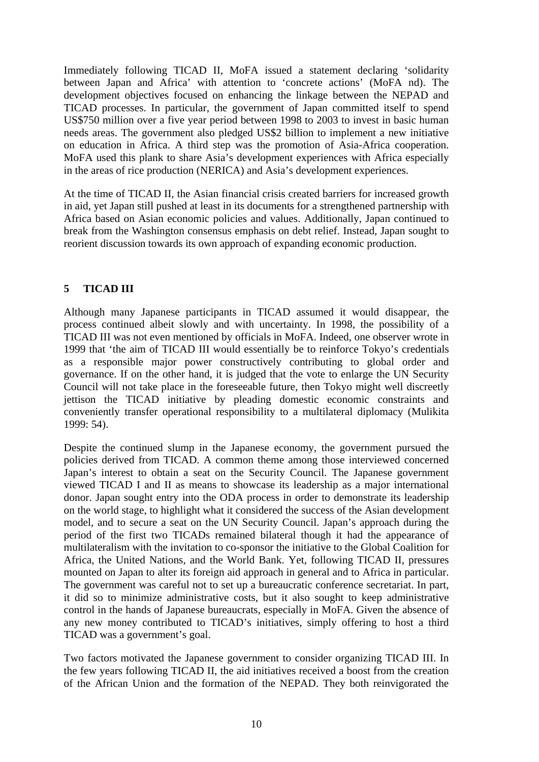Immediately following TICAD II, MoFA issued a statement declaring 'solidarity between Japan and Africa' with attention to 'concrete actions' (MoFA nd). The development objectives focused on enhancing the linkage between the NEPAD and TICAD processes. In particular, the government of Japan committed itself to spend US$750 million over a five year period between 1998 to 2003 to invest in basic human needs areas. The government also pledged US$2 billion to implement a new initiative on education in Africa. A third step was the promotion of Asia-Africa cooperation. MoFA used this plank to share Asia's development experiences with Africa especially in the areas of rice production (NERICA) and Asia's development experiences.

At the time of TICAD II, the Asian financial crisis created barriers for increased growth in aid, yet Japan still pushed at least in its documents for a strengthened partnership with Africa based on Asian economic policies and values. Additionally, Japan continued to break from the Washington consensus emphasis on debt relief. Instead, Japan sought to reorient discussion towards its own approach of expanding economic production.

## 5 TICAD III

Although many Japanese participants in TICAD assumed it would disappear, the process continued albeit slowly and with uncertainty. In 1998, the possibility of a TICAD III was not even mentioned by officials in MoFA. Indeed, one observer wrote in 1999 that 'the aim of TICAD III would essentially be to reinforce Tokyo's credentials as a responsible major power constructively contributing to global order and governance. If on the other hand, it is judged that the vote to enlarge the UN Security Council will not take place in the foreseeable future, then Tokyo might well discreetly jettison the TICAD initiative by pleading domestic economic constraints and conveniently transfer operational responsibility to a multilateral diplomacy (Mulikita 1999: 54).

Despite the continued slump in the Japanese economy, the government pursued the policies derived from TICAD. A common theme among those interviewed concerned Japan's interest to obtain a seat on the Security Council. The Japanese government viewed TICAD I and II as means to showcase its leadership as a major international donor. Japan sought entry into the ODA process in order to demonstrate its leadership on the world stage, to highlight what it considered the success of the Asian development model, and to secure a seat on the UN Security Council. Japan's approach during the period of the first two TICADs remained bilateral though it had the appearance of multilateralism with the invitation to co-sponsor the initiative to the Global Coalition for Africa, the United Nations, and the World Bank. Yet, following TICAD II, pressures mounted on Japan to alter its foreign aid approach in general and to Africa in particular. The government was careful not to set up a bureaucratic conference secretariat. In part, it did so to minimize administrative costs, but it also sought to keep administrative control in the hands of Japanese bureaucrats, especially in MoFA. Given the absence of any new money contributed to TICAD's initiatives, simply offering to host a third TICAD was a government's goal.

Two factors motivated the Japanese government to consider organizing TICAD III. In the few years following TICAD II, the aid initiatives received a boost from the creation of the African Union and the formation of the NEPAD. They both reinvigorated the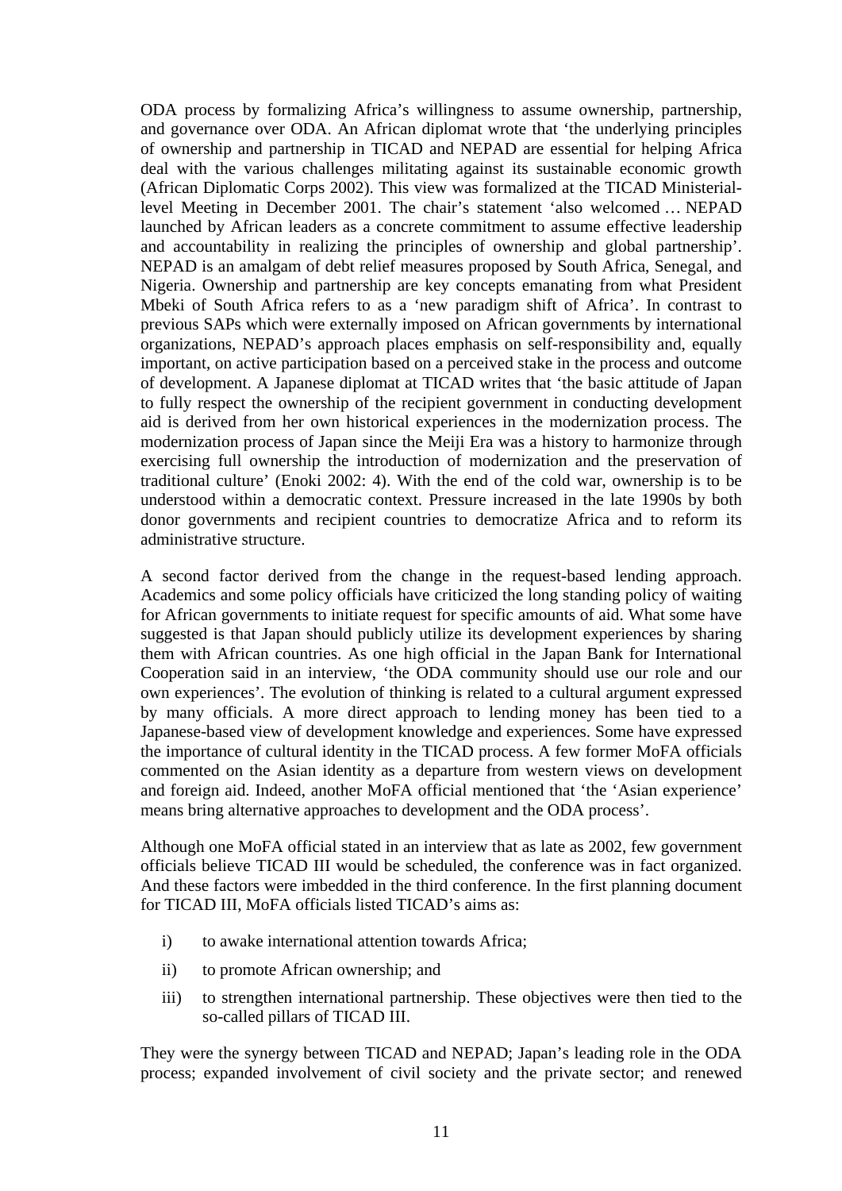ODA process by formalizing Africa's willingness to assume ownership, partnership, and governance over ODA. An African diplomat wrote that 'the underlying principles of ownership and partnership in TICAD and NEPAD are essential for helping Africa deal with the various challenges militating against its sustainable economic growth (African Diplomatic Corps 2002). This view was formalized at the TICAD Ministerial-level Meeting in December 2001. The chair's statement 'also welcomed … NEPAD launched by African leaders as a concrete commitment to assume effective leadership and accountability in realizing the principles of ownership and global partnership'. NEPAD is an amalgam of debt relief measures proposed by South Africa, Senegal, and Nigeria. Ownership and partnership are key concepts emanating from what President Mbeki of South Africa refers to as a 'new paradigm shift of Africa'. In contrast to previous SAPs which were externally imposed on African governments by international organizations, NEPAD's approach places emphasis on self-responsibility and, equally important, on active participation based on a perceived stake in the process and outcome of development. A Japanese diplomat at TICAD writes that 'the basic attitude of Japan to fully respect the ownership of the recipient government in conducting development aid is derived from her own historical experiences in the modernization process. The modernization process of Japan since the Meiji Era was a history to harmonize through exercising full ownership the introduction of modernization and the preservation of traditional culture' (Enoki 2002: 4). With the end of the cold war, ownership is to be understood within a democratic context. Pressure increased in the late 1990s by both donor governments and recipient countries to democratize Africa and to reform its administrative structure.

A second factor derived from the change in the request-based lending approach. Academics and some policy officials have criticized the long standing policy of waiting for African governments to initiate request for specific amounts of aid. What some have suggested is that Japan should publicly utilize its development experiences by sharing them with African countries. As one high official in the Japan Bank for International Cooperation said in an interview, 'the ODA community should use our role and our own experiences'. The evolution of thinking is related to a cultural argument expressed by many officials. A more direct approach to lending money has been tied to a Japanese-based view of development knowledge and experiences. Some have expressed the importance of cultural identity in the TICAD process. A few former MoFA officials commented on the Asian identity as a departure from western views on development and foreign aid. Indeed, another MoFA official mentioned that 'the 'Asian experience' means bring alternative approaches to development and the ODA process'.

Although one MoFA official stated in an interview that as late as 2002, few government officials believe TICAD III would be scheduled, the conference was in fact organized. And these factors were imbedded in the third conference. In the first planning document for TICAD III, MoFA officials listed TICAD's aims as:

- i) to awake international attention towards Africa;
- ii) to promote African ownership; and
- iii) to strengthen international partnership. These objectives were then tied to the so-called pillars of TICAD III.

They were the synergy between TICAD and NEPAD; Japan's leading role in the ODA process; expanded involvement of civil society and the private sector; and renewed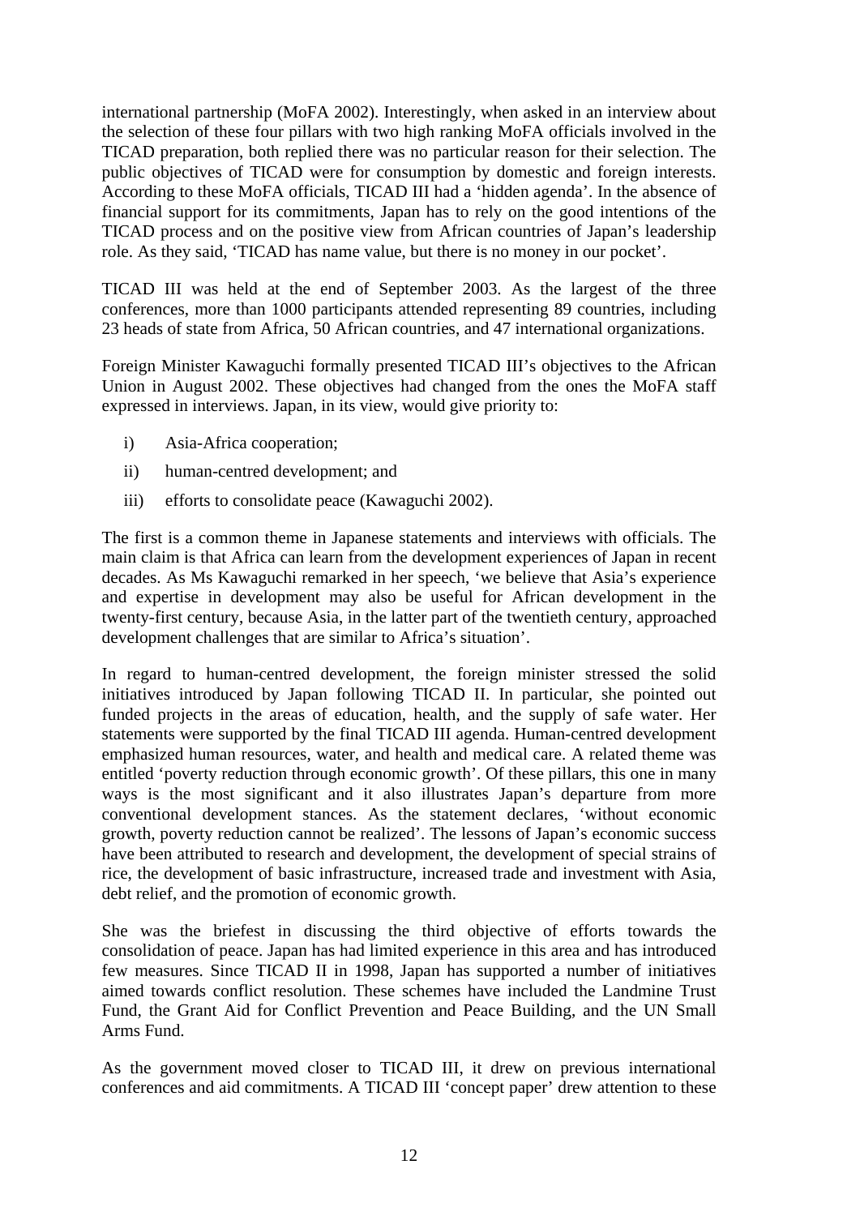international partnership (MoFA 2002). Interestingly, when asked in an interview about the selection of these four pillars with two high ranking MoFA officials involved in the TICAD preparation, both replied there was no particular reason for their selection. The public objectives of TICAD were for consumption by domestic and foreign interests. According to these MoFA officials, TICAD III had a 'hidden agenda'. In the absence of financial support for its commitments, Japan has to rely on the good intentions of the TICAD process and on the positive view from African countries of Japan's leadership role. As they said, 'TICAD has name value, but there is no money in our pocket'.

TICAD III was held at the end of September 2003. As the largest of the three conferences, more than 1000 participants attended representing 89 countries, including 23 heads of state from Africa, 50 African countries, and 47 international organizations.

Foreign Minister Kawaguchi formally presented TICAD III's objectives to the African Union in August 2002. These objectives had changed from the ones the MoFA staff expressed in interviews. Japan, in its view, would give priority to:

i) Asia-Africa cooperation;

ii) human-centred development; and

iii) efforts to consolidate peace (Kawaguchi 2002).

The first is a common theme in Japanese statements and interviews with officials. The main claim is that Africa can learn from the development experiences of Japan in recent decades. As Ms Kawaguchi remarked in her speech, 'we believe that Asia's experience and expertise in development may also be useful for African development in the twenty-first century, because Asia, in the latter part of the twentieth century, approached development challenges that are similar to Africa's situation'.

In regard to human-centred development, the foreign minister stressed the solid initiatives introduced by Japan following TICAD II. In particular, she pointed out funded projects in the areas of education, health, and the supply of safe water. Her statements were supported by the final TICAD III agenda. Human-centred development emphasized human resources, water, and health and medical care. A related theme was entitled 'poverty reduction through economic growth'. Of these pillars, this one in many ways is the most significant and it also illustrates Japan's departure from more conventional development stances. As the statement declares, 'without economic growth, poverty reduction cannot be realized'. The lessons of Japan's economic success have been attributed to research and development, the development of special strains of rice, the development of basic infrastructure, increased trade and investment with Asia, debt relief, and the promotion of economic growth.

She was the briefest in discussing the third objective of efforts towards the consolidation of peace. Japan has had limited experience in this area and has introduced few measures. Since TICAD II in 1998, Japan has supported a number of initiatives aimed towards conflict resolution. These schemes have included the Landmine Trust Fund, the Grant Aid for Conflict Prevention and Peace Building, and the UN Small Arms Fund.

As the government moved closer to TICAD III, it drew on previous international conferences and aid commitments. A TICAD III 'concept paper' drew attention to these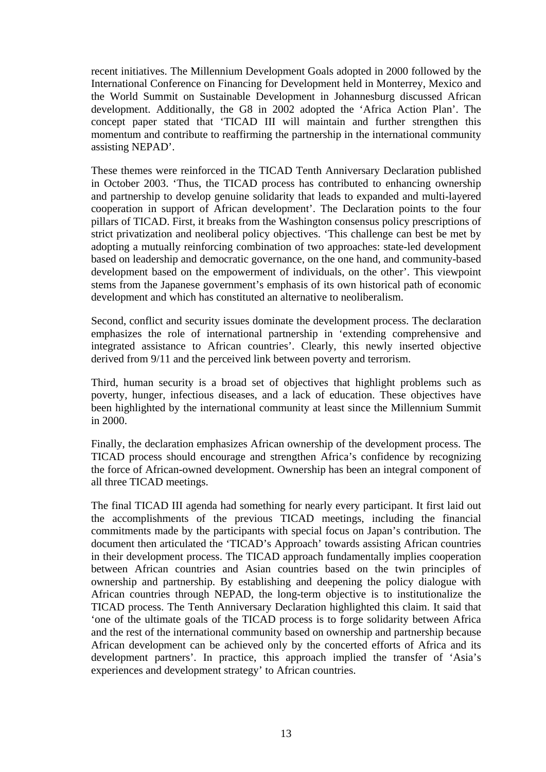recent initiatives. The Millennium Development Goals adopted in 2000 followed by the International Conference on Financing for Development held in Monterrey, Mexico and the World Summit on Sustainable Development in Johannesburg discussed African development. Additionally, the G8 in 2002 adopted the 'Africa Action Plan'. The concept paper stated that 'TICAD III will maintain and further strengthen this momentum and contribute to reaffirming the partnership in the international community assisting NEPAD'.

These themes were reinforced in the TICAD Tenth Anniversary Declaration published in October 2003. 'Thus, the TICAD process has contributed to enhancing ownership and partnership to develop genuine solidarity that leads to expanded and multi-layered cooperation in support of African development'. The Declaration points to the four pillars of TICAD. First, it breaks from the Washington consensus policy prescriptions of strict privatization and neoliberal policy objectives. 'This challenge can best be met by adopting a mutually reinforcing combination of two approaches: state-led development based on leadership and democratic governance, on the one hand, and community-based development based on the empowerment of individuals, on the other'. This viewpoint stems from the Japanese government's emphasis of its own historical path of economic development and which has constituted an alternative to neoliberalism.

Second, conflict and security issues dominate the development process. The declaration emphasizes the role of international partnership in 'extending comprehensive and integrated assistance to African countries'. Clearly, this newly inserted objective derived from 9/11 and the perceived link between poverty and terrorism.

Third, human security is a broad set of objectives that highlight problems such as poverty, hunger, infectious diseases, and a lack of education. These objectives have been highlighted by the international community at least since the Millennium Summit in 2000.

Finally, the declaration emphasizes African ownership of the development process. The TICAD process should encourage and strengthen Africa's confidence by recognizing the force of African-owned development. Ownership has been an integral component of all three TICAD meetings.

The final TICAD III agenda had something for nearly every participant. It first laid out the accomplishments of the previous TICAD meetings, including the financial commitments made by the participants with special focus on Japan's contribution. The document then articulated the 'TICAD's Approach' towards assisting African countries in their development process. The TICAD approach fundamentally implies cooperation between African countries and Asian countries based on the twin principles of ownership and partnership. By establishing and deepening the policy dialogue with African countries through NEPAD, the long-term objective is to institutionalize the TICAD process. The Tenth Anniversary Declaration highlighted this claim. It said that 'one of the ultimate goals of the TICAD process is to forge solidarity between Africa and the rest of the international community based on ownership and partnership because African development can be achieved only by the concerted efforts of Africa and its development partners'. In practice, this approach implied the transfer of 'Asia's experiences and development strategy' to African countries.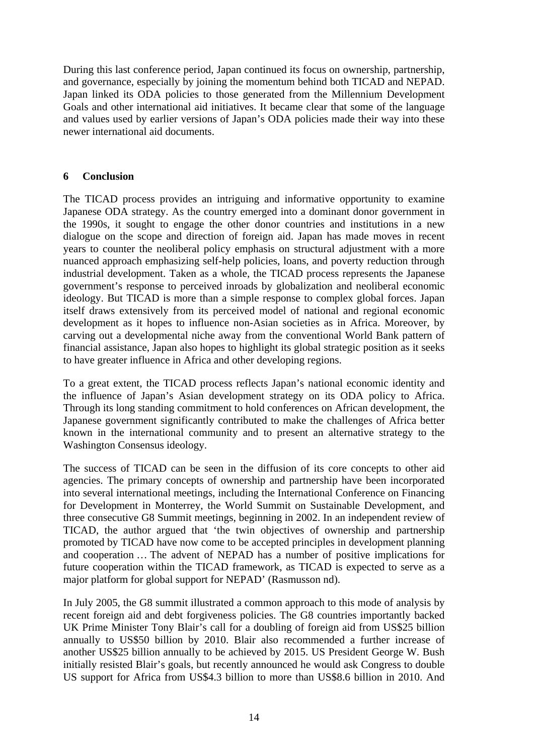During this last conference period, Japan continued its focus on ownership, partnership, and governance, especially by joining the momentum behind both TICAD and NEPAD. Japan linked its ODA policies to those generated from the Millennium Development Goals and other international aid initiatives. It became clear that some of the language and values used by earlier versions of Japan's ODA policies made their way into these newer international aid documents.

## 6 Conclusion

The TICAD process provides an intriguing and informative opportunity to examine Japanese ODA strategy. As the country emerged into a dominant donor government in the 1990s, it sought to engage the other donor countries and institutions in a new dialogue on the scope and direction of foreign aid. Japan has made moves in recent years to counter the neoliberal policy emphasis on structural adjustment with a more nuanced approach emphasizing self-help policies, loans, and poverty reduction through industrial development. Taken as a whole, the TICAD process represents the Japanese government's response to perceived inroads by globalization and neoliberal economic ideology. But TICAD is more than a simple response to complex global forces. Japan itself draws extensively from its perceived model of national and regional economic development as it hopes to influence non-Asian societies as in Africa. Moreover, by carving out a developmental niche away from the conventional World Bank pattern of financial assistance, Japan also hopes to highlight its global strategic position as it seeks to have greater influence in Africa and other developing regions.

To a great extent, the TICAD process reflects Japan's national economic identity and the influence of Japan's Asian development strategy on its ODA policy to Africa. Through its long standing commitment to hold conferences on African development, the Japanese government significantly contributed to make the challenges of Africa better known in the international community and to present an alternative strategy to the Washington Consensus ideology.

The success of TICAD can be seen in the diffusion of its core concepts to other aid agencies. The primary concepts of ownership and partnership have been incorporated into several international meetings, including the International Conference on Financing for Development in Monterrey, the World Summit on Sustainable Development, and three consecutive G8 Summit meetings, beginning in 2002. In an independent review of TICAD, the author argued that 'the twin objectives of ownership and partnership promoted by TICAD have now come to be accepted principles in development planning and cooperation … The advent of NEPAD has a number of positive implications for future cooperation within the TICAD framework, as TICAD is expected to serve as a major platform for global support for NEPAD' (Rasmusson nd).

In July 2005, the G8 summit illustrated a common approach to this mode of analysis by recent foreign aid and debt forgiveness policies. The G8 countries importantly backed UK Prime Minister Tony Blair's call for a doubling of foreign aid from US$25 billion annually to US$50 billion by 2010. Blair also recommended a further increase of another US$25 billion annually to be achieved by 2015. US President George W. Bush initially resisted Blair's goals, but recently announced he would ask Congress to double US support for Africa from US$4.3 billion to more than US$8.6 billion in 2010. And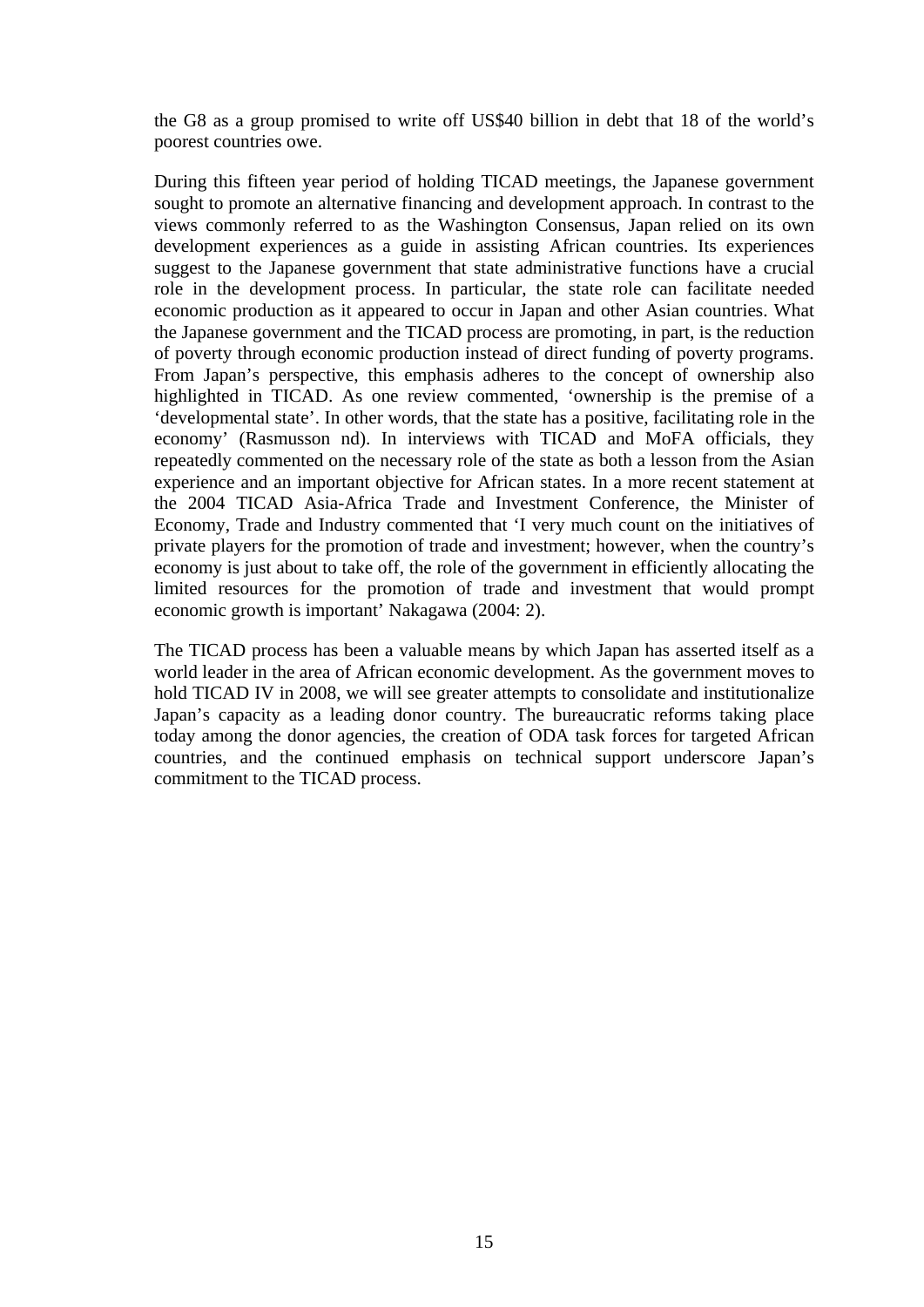the G8 as a group promised to write off US$40 billion in debt that 18 of the world's poorest countries owe.

During this fifteen year period of holding TICAD meetings, the Japanese government sought to promote an alternative financing and development approach. In contrast to the views commonly referred to as the Washington Consensus, Japan relied on its own development experiences as a guide in assisting African countries. Its experiences suggest to the Japanese government that state administrative functions have a crucial role in the development process. In particular, the state role can facilitate needed economic production as it appeared to occur in Japan and other Asian countries. What the Japanese government and the TICAD process are promoting, in part, is the reduction of poverty through economic production instead of direct funding of poverty programs. From Japan's perspective, this emphasis adheres to the concept of ownership also highlighted in TICAD. As one review commented, 'ownership is the premise of a 'developmental state'. In other words, that the state has a positive, facilitating role in the economy' (Rasmusson nd). In interviews with TICAD and MoFA officials, they repeatedly commented on the necessary role of the state as both a lesson from the Asian experience and an important objective for African states. In a more recent statement at the 2004 TICAD Asia-Africa Trade and Investment Conference, the Minister of Economy, Trade and Industry commented that 'I very much count on the initiatives of private players for the promotion of trade and investment; however, when the country's economy is just about to take off, the role of the government in efficiently allocating the limited resources for the promotion of trade and investment that would prompt economic growth is important' Nakagawa (2004: 2).

The TICAD process has been a valuable means by which Japan has asserted itself as a world leader in the area of African economic development. As the government moves to hold TICAD IV in 2008, we will see greater attempts to consolidate and institutionalize Japan's capacity as a leading donor country. The bureaucratic reforms taking place today among the donor agencies, the creation of ODA task forces for targeted African countries, and the continued emphasis on technical support underscore Japan's commitment to the TICAD process.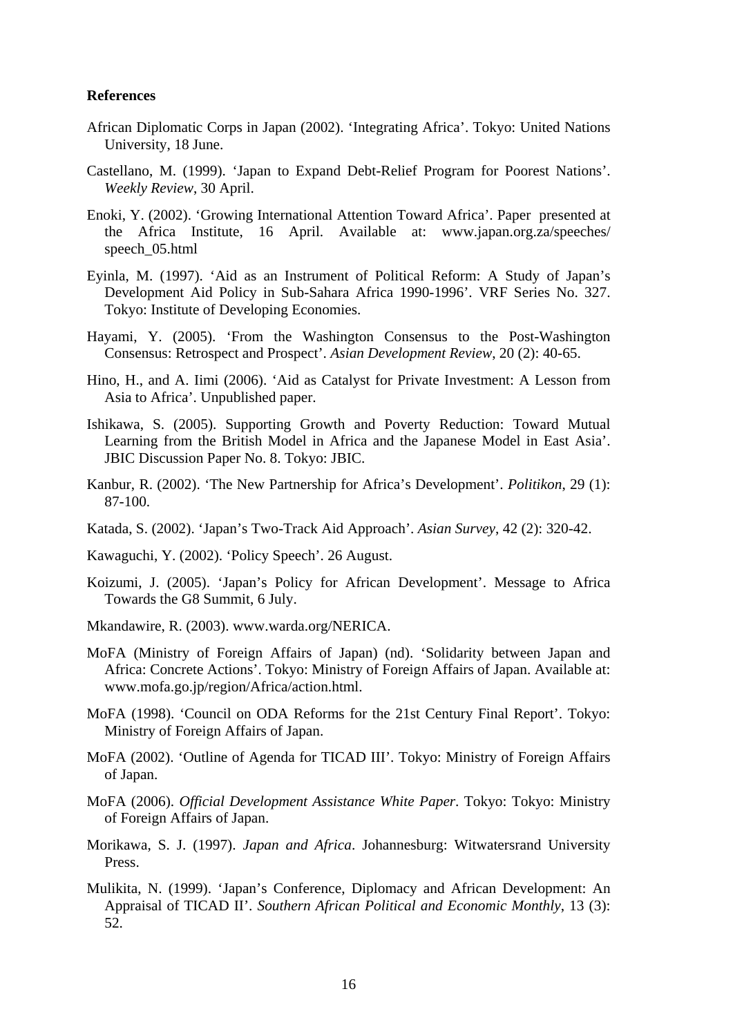**References**

African Diplomatic Corps in Japan (2002). 'Integrating Africa'. Tokyo: United Nations University, 18 June.

Castellano, M. (1999). 'Japan to Expand Debt-Relief Program for Poorest Nations'. *Weekly Review*, 30 April.

Enoki, Y. (2002). 'Growing International Attention Toward Africa'. Paper presented at the Africa Institute, 16 April. Available at: www.japan.org.za/speeches/speech_05.html

Eyinla, M. (1997). 'Aid as an Instrument of Political Reform: A Study of Japan's Development Aid Policy in Sub-Sahara Africa 1990-1996'. VRF Series No. 327. Tokyo: Institute of Developing Economies.

Hayami, Y. (2005). 'From the Washington Consensus to the Post-Washington Consensus: Retrospect and Prospect'. *Asian Development Review*, 20 (2): 40-65.

Hino, H., and A. Iimi (2006). 'Aid as Catalyst for Private Investment: A Lesson from Asia to Africa'. Unpublished paper.

Ishikawa, S. (2005). Supporting Growth and Poverty Reduction: Toward Mutual Learning from the British Model in Africa and the Japanese Model in East Asia'. JBIC Discussion Paper No. 8. Tokyo: JBIC.

Kanbur, R. (2002). 'The New Partnership for Africa's Development'. *Politikon*, 29 (1): 87-100.

Katada, S. (2002). 'Japan's Two-Track Aid Approach'. *Asian Survey*, 42 (2): 320-42.

Kawaguchi, Y. (2002). 'Policy Speech'. 26 August.

Koizumi, J. (2005). 'Japan's Policy for African Development'. Message to Africa Towards the G8 Summit, 6 July.

Mkandawire, R. (2003). www.warda.org/NERICA.

MoFA (Ministry of Foreign Affairs of Japan) (nd). 'Solidarity between Japan and Africa: Concrete Actions'. Tokyo: Ministry of Foreign Affairs of Japan. Available at: www.mofa.go.jp/region/Africa/action.html.

MoFA (1998). 'Council on ODA Reforms for the 21st Century Final Report'. Tokyo: Ministry of Foreign Affairs of Japan.

MoFA (2002). 'Outline of Agenda for TICAD III'. Tokyo: Ministry of Foreign Affairs of Japan.

MoFA (2006). *Official Development Assistance White Paper*. Tokyo: Tokyo: Ministry of Foreign Affairs of Japan.

Morikawa, S. J. (1997). *Japan and Africa*. Johannesburg: Witwatersrand University Press.

Mulikita, N. (1999). 'Japan's Conference, Diplomacy and African Development: An Appraisal of TICAD II'. *Southern African Political and Economic Monthly*, 13 (3): 52.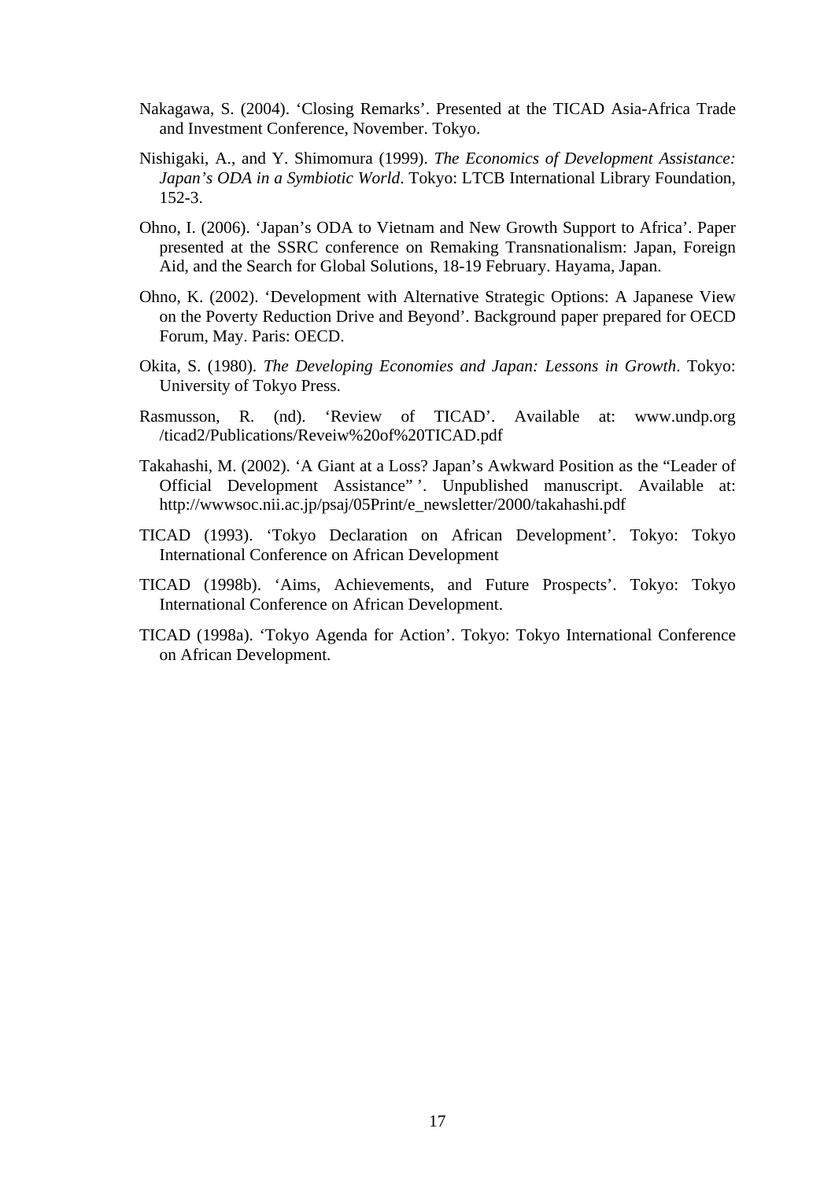Nakagawa, S. (2004). 'Closing Remarks'. Presented at the TICAD Asia-Africa Trade and Investment Conference, November. Tokyo.

Nishigaki, A., and Y. Shimomura (1999). *The Economics of Development Assistance: Japan's ODA in a Symbiotic World*. Tokyo: LTCB International Library Foundation, 152-3.

Ohno, I. (2006). 'Japan's ODA to Vietnam and New Growth Support to Africa'. Paper presented at the SSRC conference on Remaking Transnationalism: Japan, Foreign Aid, and the Search for Global Solutions, 18-19 February. Hayama, Japan.

Ohno, K. (2002). 'Development with Alternative Strategic Options: A Japanese View on the Poverty Reduction Drive and Beyond'. Background paper prepared for OECD Forum, May. Paris: OECD.

Okita, S. (1980). *The Developing Economies and Japan: Lessons in Growth*. Tokyo: University of Tokyo Press.

Rasmusson, R. (nd). 'Review of TICAD'. Available at: www.undp.org /ticad2/Publications/Reveiw%20of%20TICAD.pdf

Takahashi, M. (2002). 'A Giant at a Loss? Japan's Awkward Position as the "Leader of Official Development Assistance" '. Unpublished manuscript. Available at: http://wwwsoc.nii.ac.jp/psaj/05Print/e_newsletter/2000/takahashi.pdf

TICAD (1993). 'Tokyo Declaration on African Development'. Tokyo: Tokyo International Conference on African Development

TICAD (1998b). 'Aims, Achievements, and Future Prospects'. Tokyo: Tokyo International Conference on African Development.

TICAD (1998a). 'Tokyo Agenda for Action'. Tokyo: Tokyo International Conference on African Development.